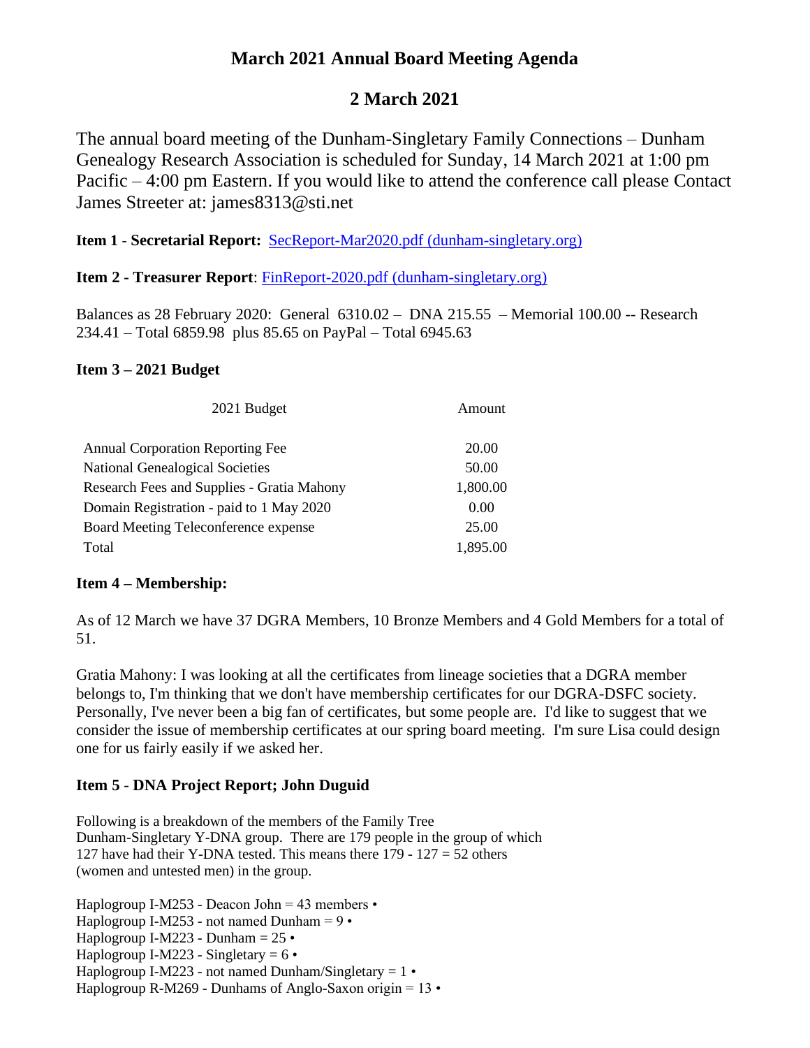# March 2021 Annual Board Meeting Agenda

## 2 March 2021

The annual board meeting of the Dunham-Singletary Family Connections – Dunham Genealogy Research Association is scheduled for Sunday, 14 March 2021 at 1:00 pm Pacific – 4:00 pm Eastern. If you would like to attend the conference call please Contact James Streeter at: james8313@sti.net

**Item 1** - **Secretarial Report:** SecReport-Mar2020.pdf (dunham-singletary.org)

**Item 2 - Treasurer Report**: FinReport-2020.pdf (dunham-singletary.org)

Balances as 28 February 2020: General 6310.02 – DNA 215.55 – Memorial 100.00 -- Research 234.41 – Total 6859.98 plus 85.65 on PayPal – Total 6945.63

**Item 3 – 2021 Budget**

| 2021 Budget | Amount |
|---|---|
| Annual Corporation Reporting Fee | 20.00 |
| National Genealogical Societies | 50.00 |
| Research Fees and Supplies - Gratia Mahony | 1,800.00 |
| Domain Registration - paid to 1 May 2020 | 0.00 |
| Board Meeting Teleconference expense | 25.00 |
| Total | 1,895.00 |

**Item 4 – Membership:**

As of 12 March we have 37 DGRA Members, 10 Bronze Members and 4 Gold Members for a total of 51.

Gratia Mahony: I was looking at all the certificates from lineage societies that a DGRA member belongs to, I'm thinking that we don't have membership certificates for our DGRA-DSFC society. Personally, I've never been a big fan of certificates, but some people are. I'd like to suggest that we consider the issue of membership certificates at our spring board meeting. I'm sure Lisa could design one for us fairly easily if we asked her.

**Item 5** - **DNA Project Report; John Duguid**

Following is a breakdown of the members of the Family Tree Dunham-Singletary Y-DNA group. There are 179 people in the group of which 127 have had their Y-DNA tested. This means there 179 - 127 = 52 others (women and untested men) in the group.

Haplogroup I-M253 - Deacon John = 43 members •
Haplogroup I-M253 - not named Dunham = 9 •
Haplogroup I-M223 - Dunham = 25 •
Haplogroup I-M223 - Singletary = 6 •
Haplogroup I-M223 - not named Dunham/Singletary = 1 •
Haplogroup R-M269 - Dunhams of Anglo-Saxon origin = 13 •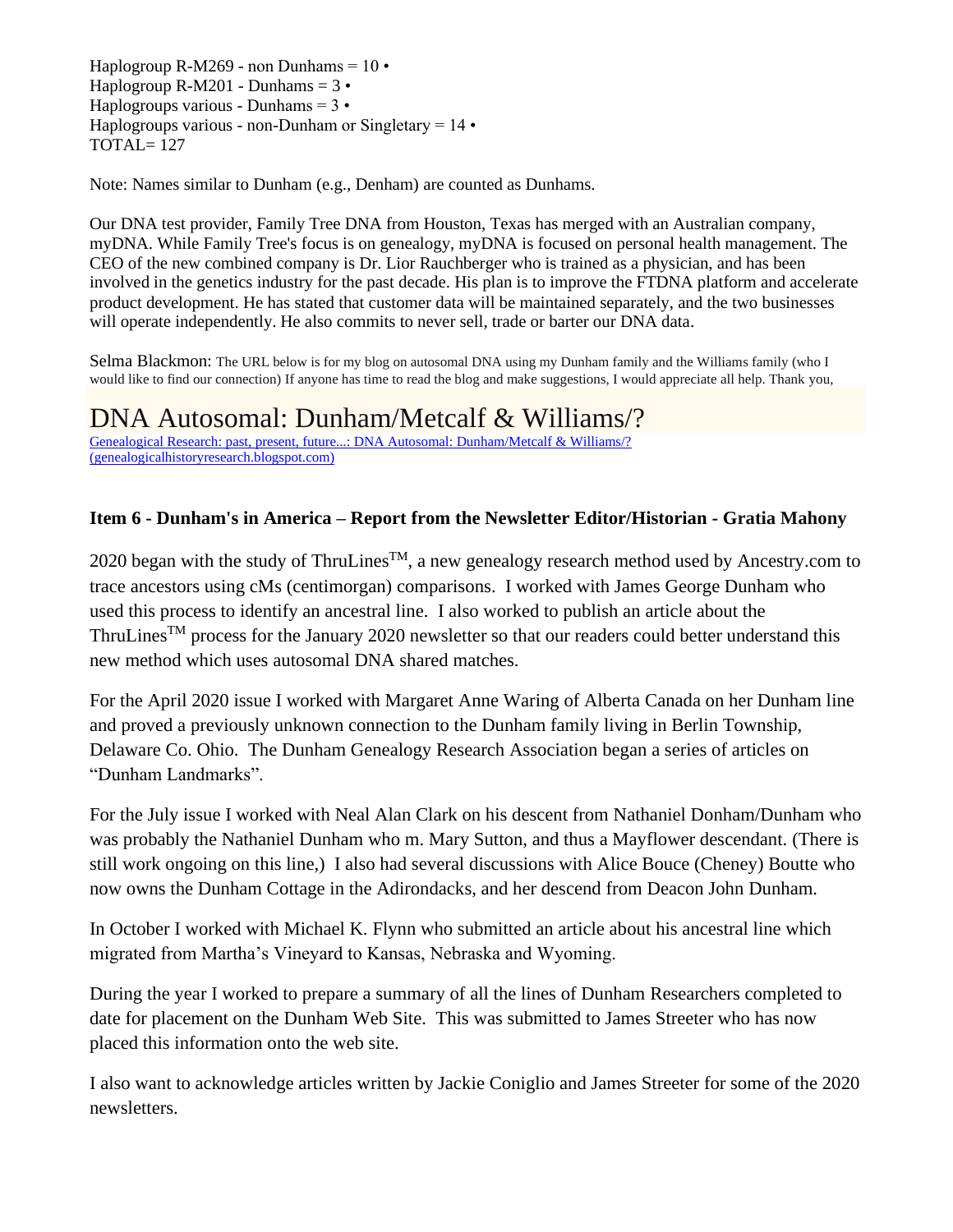Haplogroup R-M269 - non Dunhams = 10 •
Haplogroup R-M201 - Dunhams = 3 •
Haplogroups various - Dunhams = 3 •
Haplogroups various - non-Dunham or Singletary = 14 •
TOTAL= 127

Note: Names similar to Dunham (e.g., Denham) are counted as Dunhams.

Our DNA test provider, Family Tree DNA from Houston, Texas has merged with an Australian company, myDNA. While Family Tree's focus is on genealogy, myDNA is focused on personal health management. The CEO of the new combined company is Dr. Lior Rauchberger who is trained as a physician, and has been involved in the genetics industry for the past decade. His plan is to improve the FTDNA platform and accelerate product development. He has stated that customer data will be maintained separately, and the two businesses will operate independently. He also commits to never sell, trade or barter our DNA data.

Selma Blackmon: The URL below is for my blog on autosomal DNA using my Dunham family and the Williams family (who I would like to find our connection) If anyone has time to read the blog and make suggestions, I would appreciate all help. Thank you,

# DNA Autosomal: Dunham/Metcalf & Williams/?

Genealogical Research: past, present, future...: DNA Autosomal: Dunham/Metcalf & Williams/? (genealogicalhistoryresearch.blogspot.com)

**Item 6 - Dunham's in America – Report from the Newsletter Editor/Historian - Gratia Mahony**

2020 began with the study of ThruLines™, a new genealogy research method used by Ancestry.com to trace ancestors using cMs (centimorgan) comparisons. I worked with James George Dunham who used this process to identify an ancestral line. I also worked to publish an article about the ThruLines™ process for the January 2020 newsletter so that our readers could better understand this new method which uses autosomal DNA shared matches.

For the April 2020 issue I worked with Margaret Anne Waring of Alberta Canada on her Dunham line and proved a previously unknown connection to the Dunham family living in Berlin Township, Delaware Co. Ohio. The Dunham Genealogy Research Association began a series of articles on "Dunham Landmarks".

For the July issue I worked with Neal Alan Clark on his descent from Nathaniel Donham/Dunham who was probably the Nathaniel Dunham who m. Mary Sutton, and thus a Mayflower descendant. (There is still work ongoing on this line,) I also had several discussions with Alice Bouce (Cheney) Boutte who now owns the Dunham Cottage in the Adirondacks, and her descend from Deacon John Dunham.

In October I worked with Michael K. Flynn who submitted an article about his ancestral line which migrated from Martha's Vineyard to Kansas, Nebraska and Wyoming.

During the year I worked to prepare a summary of all the lines of Dunham Researchers completed to date for placement on the Dunham Web Site. This was submitted to James Streeter who has now placed this information onto the web site.

I also want to acknowledge articles written by Jackie Coniglio and James Streeter for some of the 2020 newsletters.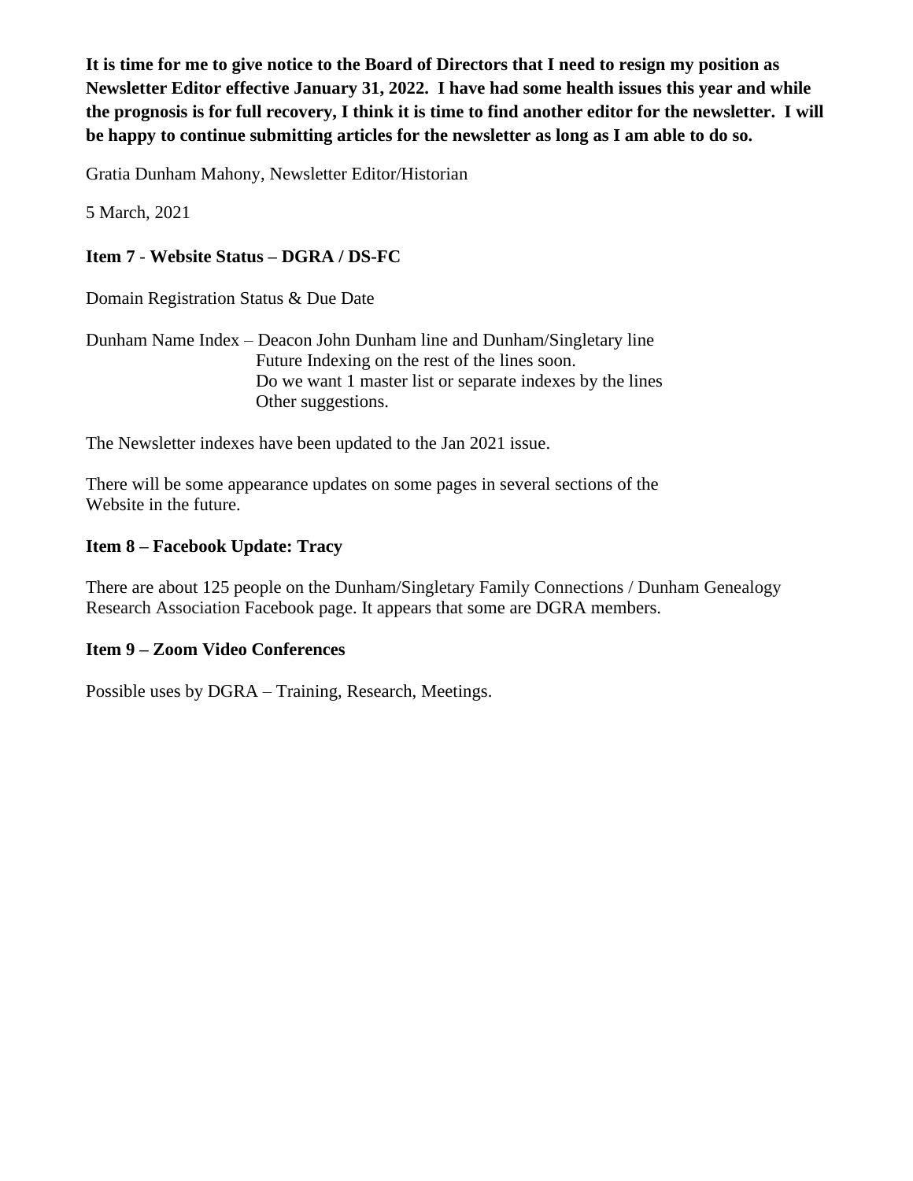**It is time for me to give notice to the Board of Directors that I need to resign my position as Newsletter Editor effective January 31, 2022. I have had some health issues this year and while the prognosis is for full recovery, I think it is time to find another editor for the newsletter. I will be happy to continue submitting articles for the newsletter as long as I am able to do so.**

Gratia Dunham Mahony, Newsletter Editor/Historian

5 March, 2021

**Item 7 - Website Status – DGRA / DS-FC**

Domain Registration Status & Due Date

Dunham Name Index – Deacon John Dunham line and Dunham/Singletary line
Future Indexing on the rest of the lines soon.
Do we want 1 master list or separate indexes by the lines
Other suggestions.

The Newsletter indexes have been updated to the Jan 2021 issue.

There will be some appearance updates on some pages in several sections of the Website in the future.

**Item 8 – Facebook Update: Tracy**

There are about 125 people on the Dunham/Singletary Family Connections / Dunham Genealogy Research Association Facebook page. It appears that some are DGRA members.

**Item 9 – Zoom Video Conferences**

Possible uses by DGRA – Training, Research, Meetings.